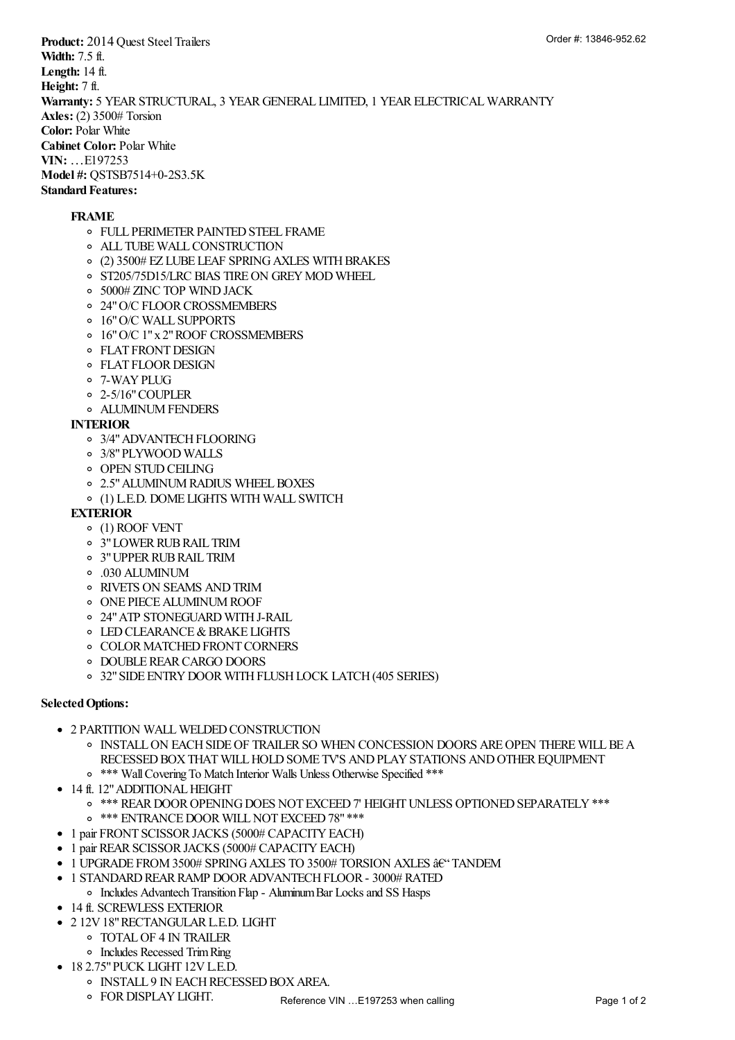Order #: 13846-952.62

**Product:** 2014 Quest Steel Trailers
**Width:** 7.5 ft.
**Length:** 14 ft.
**Height:** 7 ft.
**Warranty:** 5 YEAR STRUCTURAL, 3 YEAR GENERAL LIMITED, 1 YEAR ELECTRICAL WARRANTY
**Axles:** (2) 3500# Torsion
**Color:** Polar White
**Cabinet Color:** Polar White
**VIN:** …E197253
**Model #:** QSTSB7514+0-2S3.5K
**Standard Features:**

**FRAME**

- FULL PERIMETER PAINTED STEEL FRAME
- ALL TUBE WALL CONSTRUCTION
- (2) 3500# EZ LUBE LEAF SPRING AXLES WITH BRAKES
- ST205/75D15/LRC BIAS TIRE ON GREY MOD WHEEL
- 5000# ZINC TOP WIND JACK
- 24" O/C FLOOR CROSSMEMBERS
- 16" O/C WALL SUPPORTS
- 16" O/C 1" x 2" ROOF CROSSMEMBERS
- FLAT FRONT DESIGN
- FLAT FLOOR DESIGN
- 7-WAY PLUG
- 2-5/16" COUPLER
- ALUMINUM FENDERS

**INTERIOR**

- 3/4" ADVANTECH FLOORING
- 3/8" PLYWOOD WALLS
- OPEN STUD CEILING
- 2.5" ALUMINUM RADIUS WHEEL BOXES
- (1) L.E.D. DOME LIGHTS WITH WALL SWITCH

**EXTERIOR**

- (1) ROOF VENT
- 3" LOWER RUB RAIL TRIM
- 3" UPPER RUB RAIL TRIM
- .030 ALUMINUM
- RIVETS ON SEAMS AND TRIM
- ONE PIECE ALUMINUM ROOF
- 24" ATP STONEGUARD WITH J-RAIL
- LED CLEARANCE & BRAKE LIGHTS
- COLOR MATCHED FRONT CORNERS
- DOUBLE REAR CARGO DOORS
- 32" SIDE ENTRY DOOR WITH FLUSH LOCK LATCH (405 SERIES)

**Selected Options:**

- 2 PARTITION WALL WELDED CONSTRUCTION
  - INSTALL ON EACH SIDE OF TRAILER SO WHEN CONCESSION DOORS ARE OPEN THERE WILL BE A RECESSED BOX THAT WILL HOLD SOME TV'S AND PLAY STATIONS AND OTHER EQUIPMENT
  - *** Wall Covering To Match Interior Walls Unless Otherwise Specified ***
- 14 ft. 12" ADDITIONAL HEIGHT
  - *** REAR DOOR OPENING DOES NOT EXCEED 7' HEIGHT UNLESS OPTIONED SEPARATELY ***
  - *** ENTRANCE DOOR WILL NOT EXCEED 78" ***
- 1 pair FRONT SCISSOR JACKS (5000# CAPACITY EACH)
- 1 pair REAR SCISSOR JACKS (5000# CAPACITY EACH)
- 1 UPGRADE FROM 3500# SPRING AXLES TO 3500# TORSION AXLES â€“ TANDEM
- 1 STANDARD REAR RAMP DOOR ADVANTECH FLOOR - 3000# RATED
  - Includes Advantech Transition Flap - Aluminum Bar Locks and SS Hasps
- 14 ft. SCREWLESS EXTERIOR
- 2 12V 18" RECTANGULAR L.E.D. LIGHT
  - TOTAL OF 4 IN TRAILER
  - Includes Recessed Trim Ring
- 18 2.75" PUCK LIGHT 12V L.E.D.
  - INSTALL 9 IN EACH RECESSED BOX AREA.
  - FOR DISPLAY LIGHT.

Reference VIN …E197253 when calling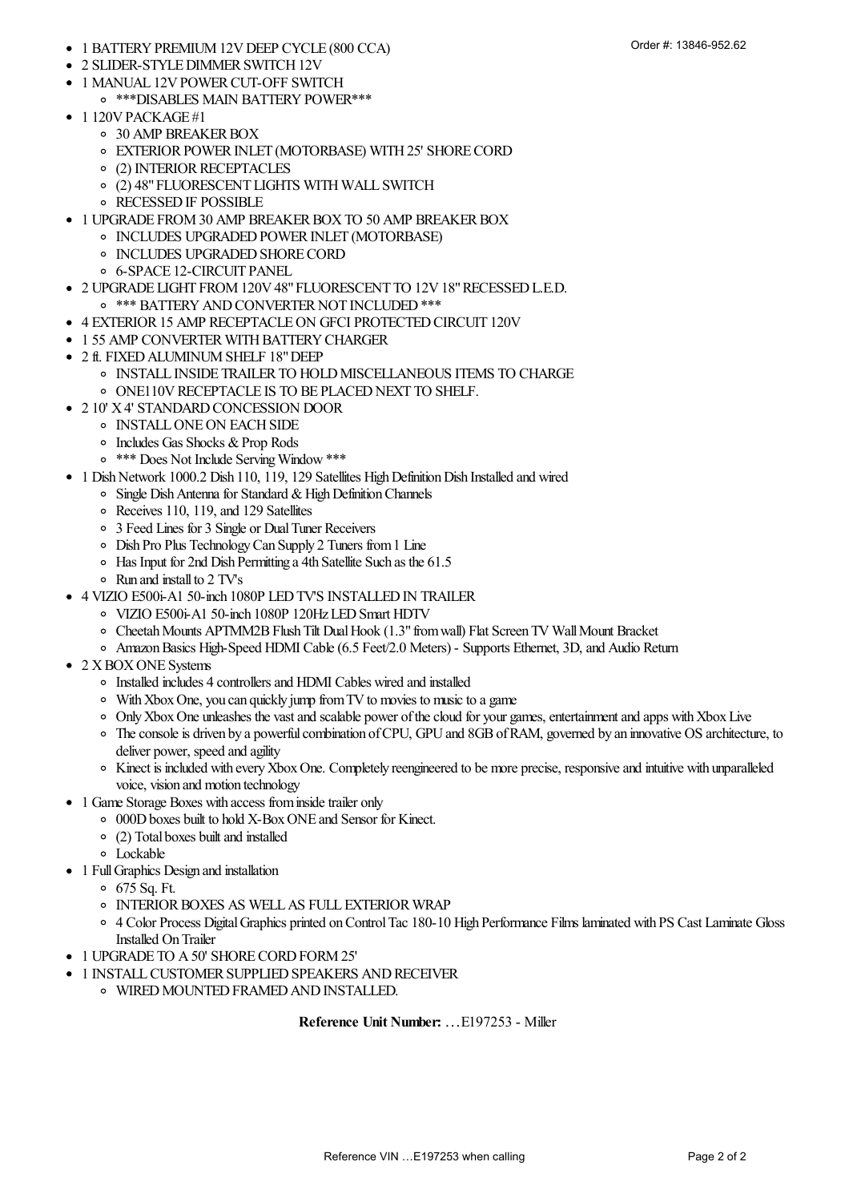Order #: 13846-952.62

- 1 BATTERY PREMIUM 12V DEEP CYCLE (800 CCA)
- 2 SLIDER-STYLE DIMMER SWITCH 12V
- 1 MANUAL 12V POWER CUT-OFF SWITCH
  - ***DISABLES MAIN BATTERY POWER***
- 1 120V PACKAGE #1
  - 30 AMP BREAKER BOX
  - EXTERIOR POWER INLET (MOTORBASE) WITH 25' SHORE CORD
  - (2) INTERIOR RECEPTACLES
  - (2) 48" FLUORESCENT LIGHTS WITH WALL SWITCH
  - RECESSED IF POSSIBLE
- 1 UPGRADE FROM 30 AMP BREAKER BOX TO 50 AMP BREAKER BOX
  - INCLUDES UPGRADED POWER INLET (MOTORBASE)
  - INCLUDES UPGRADED SHORE CORD
  - 6-SPACE 12-CIRCUIT PANEL
- 2 UPGRADE LIGHT FROM 120V 48" FLUORESCENT TO 12V 18" RECESSED L.E.D.
  - *** BATTERY AND CONVERTER NOT INCLUDED ***
- 4 EXTERIOR 15 AMP RECEPTACLE ON GFCI PROTECTED CIRCUIT 120V
- 1 55 AMP CONVERTER WITH BATTERY CHARGER
- 2 ft. FIXED ALUMINUM SHELF 18" DEEP
  - INSTALL INSIDE TRAILER TO HOLD MISCELLANEOUS ITEMS TO CHARGE
  - ONE110V RECEPTACLE IS TO BE PLACED NEXT TO SHELF.
- 2 10' X 4' STANDARD CONCESSION DOOR
  - INSTALL ONE ON EACH SIDE
  - Includes Gas Shocks & Prop Rods
  - *** Does Not Include Serving Window ***
- 1 Dish Network 1000.2 Dish 110, 119, 129 Satellites High Definition Dish Installed and wired
  - Single Dish Antenna for Standard & High Definition Channels
  - Receives 110, 119, and 129 Satellites
  - 3 Feed Lines for 3 Single or Dual Tuner Receivers
  - Dish Pro Plus Technology Can Supply 2 Tuners from 1 Line
  - Has Input for 2nd Dish Permitting a 4th Satellite Such as the 61.5
  - Run and install to 2 TV's
- 4 VIZIO E500i-A1 50-inch 1080P LED TV'S INSTALLED IN TRAILER
  - VIZIO E500i-A1 50-inch 1080P 120Hz LED Smart HDTV
  - Cheetah Mounts APTMM2B Flush Tilt Dual Hook (1.3" from wall) Flat Screen TV Wall Mount Bracket
  - Amazon Basics High-Speed HDMI Cable (6.5 Feet/2.0 Meters) - Supports Ethernet, 3D, and Audio Return
- 2 X BOX ONE Systems
  - Installed includes 4 controllers and HDMI Cables wired and installed
  - With Xbox One, you can quickly jump from TV to movies to music to a game
  - Only Xbox One unleashes the vast and scalable power of the cloud for your games, entertainment and apps with Xbox Live
  - The console is driven by a powerful combination of CPU, GPU and 8GB of RAM, governed by an innovative OS architecture, to deliver power, speed and agility
  - Kinect is included with every Xbox One. Completely reengineered to be more precise, responsive and intuitive with unparalleled voice, vision and motion technology
- 1 Game Storage Boxes with access from inside trailer only
  - 000D boxes built to hold X-Box ONE and Sensor for Kinect.
  - (2) Total boxes built and installed
  - Lockable
- 1 Full Graphics Design and installation
  - 675 Sq. Ft.
  - INTERIOR BOXES AS WELL AS FULL EXTERIOR WRAP
  - 4 Color Process Digital Graphics printed on Control Tac 180-10 High Performance Films laminated with PS Cast Laminate Gloss Installed On Trailer
- 1 UPGRADE TO A 50' SHORE CORD FORM 25'
- 1 INSTALL CUSTOMER SUPPLIED SPEAKERS AND RECEIVER
  - WIRED MOUNTED FRAMED AND INSTALLED.

**Reference Unit Number:** …E197253 - Miller

Reference VIN …E197253 when calling